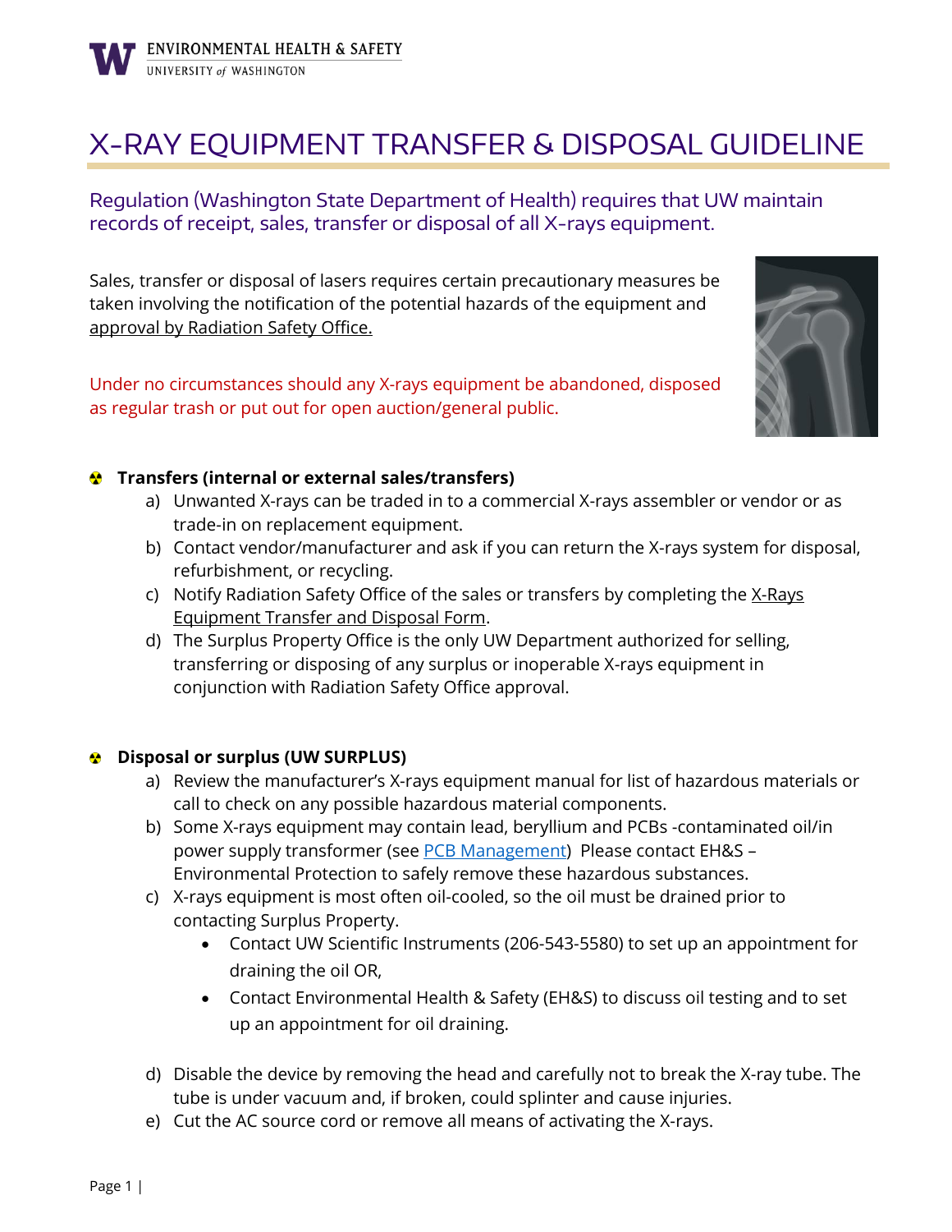ENVIRONMENTAL HEALTH & SAFETY
UNIVERSITY of WASHINGTON

# X-RAY EQUIPMENT TRANSFER & DISPOSAL GUIDELINE

## Regulation (Washington State Department of Health) requires that UW maintain records of receipt, sales, transfer or disposal of all X-rays equipment.

Sales, transfer or disposal of lasers requires certain precautionary measures be taken involving the notification of the potential hazards of the equipment and approval by Radiation Safety Office.

Under no circumstances should any X-rays equipment be abandoned, disposed as regular trash or put out for open auction/general public.

### Transfers (internal or external sales/transfers)

a) Unwanted X-rays can be traded in to a commercial X-rays assembler or vendor or as trade-in on replacement equipment.
b) Contact vendor/manufacturer and ask if you can return the X-rays system for disposal, refurbishment, or recycling.
c) Notify Radiation Safety Office of the sales or transfers by completing the X-Rays Equipment Transfer and Disposal Form.
d) The Surplus Property Office is the only UW Department authorized for selling, transferring or disposing of any surplus or inoperable X-rays equipment in conjunction with Radiation Safety Office approval.

### Disposal or surplus (UW SURPLUS)

a) Review the manufacturer's X-rays equipment manual for list of hazardous materials or call to check on any possible hazardous material components.
b) Some X-rays equipment may contain lead, beryllium and PCBs -contaminated oil/in power supply transformer (see PCB Management) Please contact EH&S – Environmental Protection to safely remove these hazardous substances.
c) X-rays equipment is most often oil-cooled, so the oil must be drained prior to contacting Surplus Property.
    - Contact UW Scientific Instruments (206-543-5580) to set up an appointment for draining the oil OR,
    - Contact Environmental Health & Safety (EH&S) to discuss oil testing and to set up an appointment for oil draining.

d) Disable the device by removing the head and carefully not to break the X-ray tube. The tube is under vacuum and, if broken, could splinter and cause injuries.
e) Cut the AC source cord or remove all means of activating the X-rays.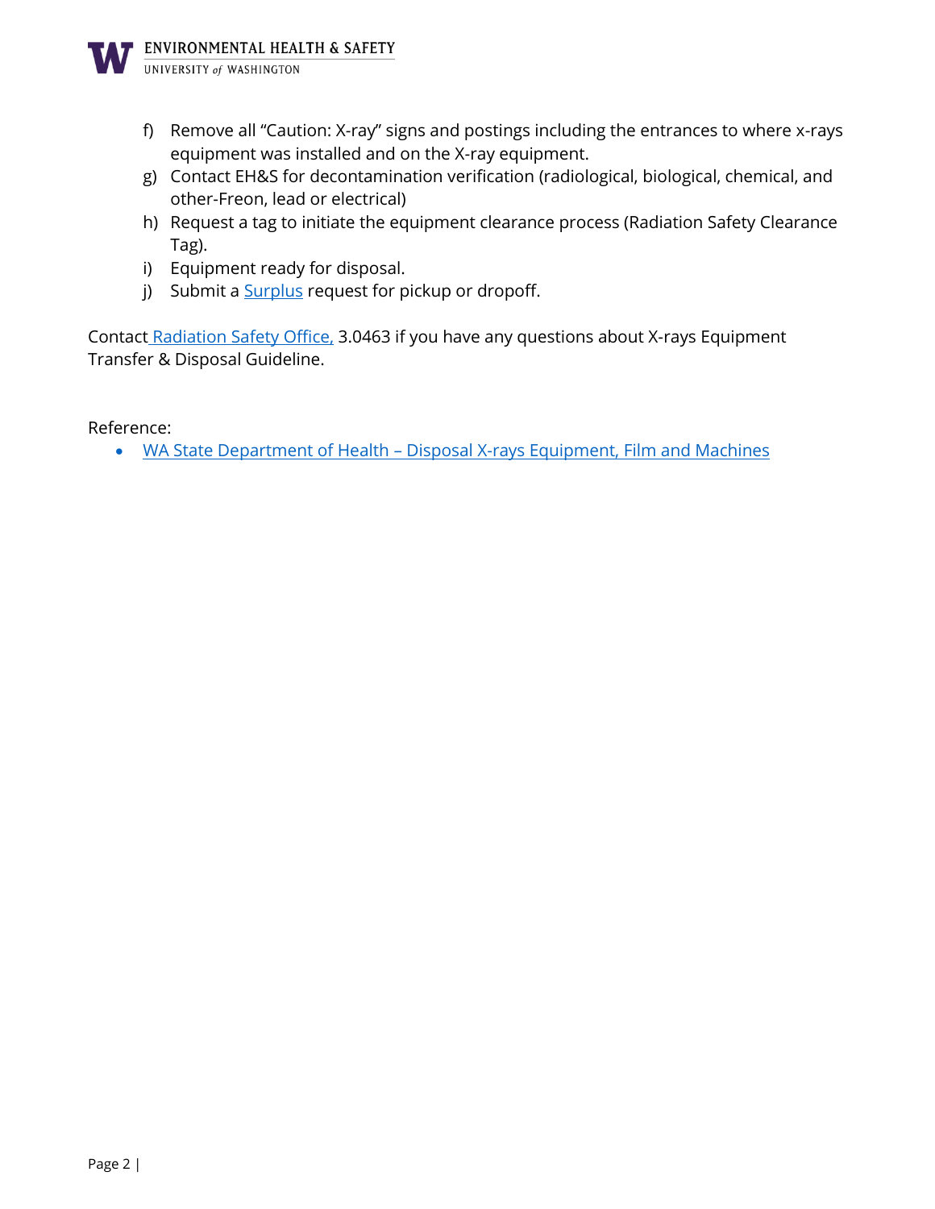f) Remove all "Caution: X-ray" signs and postings including the entrances to where x-rays equipment was installed and on the X-ray equipment.
g) Contact EH&S for decontamination verification (radiological, biological, chemical, and other-Freon, lead or electrical)
h) Request a tag to initiate the equipment clearance process (Radiation Safety Clearance Tag).
i) Equipment ready for disposal.
j) Submit a Surplus request for pickup or dropoff.

Contact Radiation Safety Office, 3.0463 if you have any questions about X-rays Equipment Transfer & Disposal Guideline.

Reference:

- WA State Department of Health – Disposal X-rays Equipment, Film and Machines